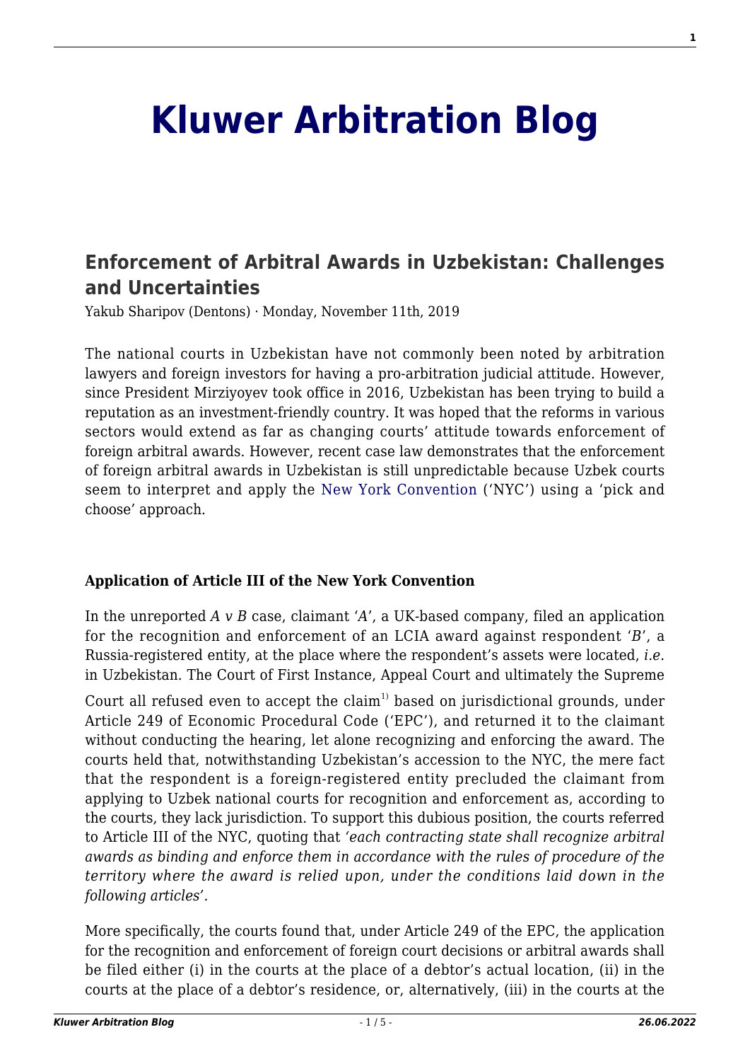# Kluwer Arbitration Blog

## Enforcement of Arbitral Awards in Uzbekistan: Challenges and Uncertainties

Yakub Sharipov (Dentons) · Monday, November 11th, 2019

The national courts in Uzbekistan have not commonly been noted by arbitration lawyers and foreign investors for having a pro-arbitration judicial attitude. However, since President Mirziyoyev took office in 2016, Uzbekistan has been trying to build a reputation as an investment-friendly country. It was hoped that the reforms in various sectors would extend as far as changing courts' attitude towards enforcement of foreign arbitral awards. However, recent case law demonstrates that the enforcement of foreign arbitral awards in Uzbekistan is still unpredictable because Uzbek courts seem to interpret and apply the New York Convention ('NYC') using a 'pick and choose' approach.

**Application of Article III of the New York Convention**

In the unreported *A v B* case, claimant '*A*', a UK-based company, filed an application for the recognition and enforcement of an LCIA award against respondent '*B*', a Russia-registered entity, at the place where the respondent's assets were located, *i.e*. in Uzbekistan. The Court of First Instance, Appeal Court and ultimately the Supreme Court all refused even to accept the claim[1] based on jurisdictional grounds, under Article 249 of Economic Procedural Code ('EPC'), and returned it to the claimant without conducting the hearing, let alone recognizing and enforcing the award. The courts held that, notwithstanding Uzbekistan's accession to the NYC, the mere fact that the respondent is a foreign-registered entity precluded the claimant from applying to Uzbek national courts for recognition and enforcement as, according to the courts, they lack jurisdiction. To support this dubious position, the courts referred to Article III of the NYC, quoting that '*each contracting state shall recognize arbitral awards as binding and enforce them in accordance with the rules of procedure of the territory where the award is relied upon, under the conditions laid down in the following articles*'.

More specifically, the courts found that, under Article 249 of the EPC, the application for the recognition and enforcement of foreign court decisions or arbitral awards shall be filed either (i) in the courts at the place of a debtor's actual location, (ii) in the courts at the place of a debtor's residence, or, alternatively, (iii) in the courts at the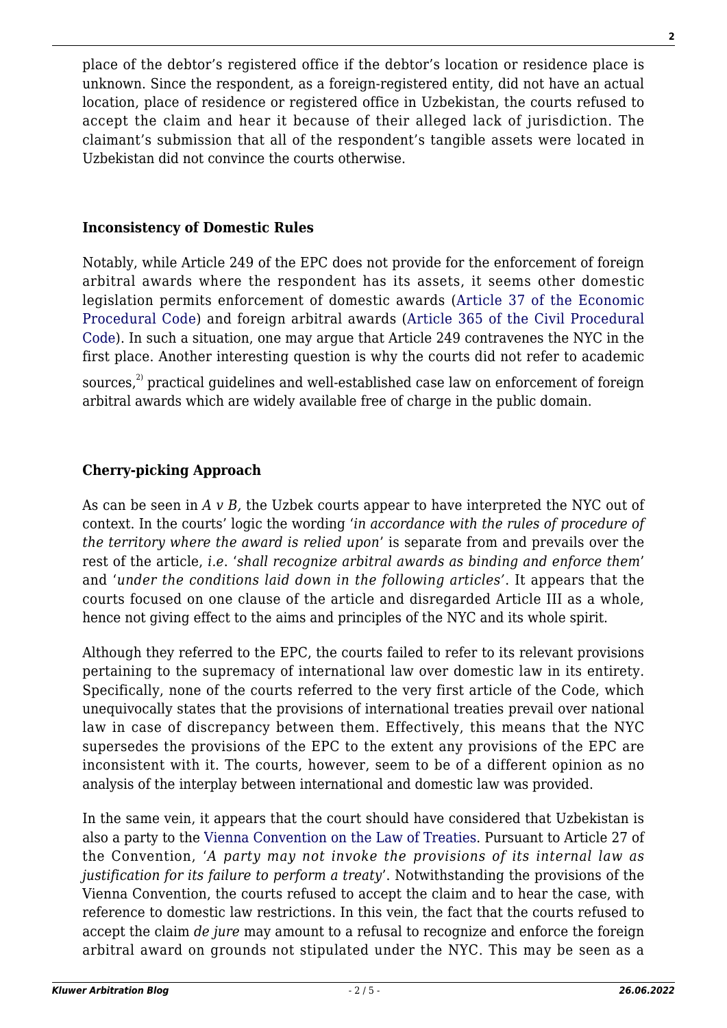place of the debtor's registered office if the debtor's location or residence place is unknown. Since the respondent, as a foreign-registered entity, did not have an actual location, place of residence or registered office in Uzbekistan, the courts refused to accept the claim and hear it because of their alleged lack of jurisdiction. The claimant's submission that all of the respondent's tangible assets were located in Uzbekistan did not convince the courts otherwise.

### Inconsistency of Domestic Rules

Notably, while Article 249 of the EPC does not provide for the enforcement of foreign arbitral awards where the respondent has its assets, it seems other domestic legislation permits enforcement of domestic awards (Article 37 of the Economic Procedural Code) and foreign arbitral awards (Article 365 of the Civil Procedural Code). In such a situation, one may argue that Article 249 contravenes the NYC in the first place. Another interesting question is why the courts did not refer to academic sources,[2] practical guidelines and well-established case law on enforcement of foreign arbitral awards which are widely available free of charge in the public domain.

### Cherry-picking Approach

As can be seen in *A v B,* the Uzbek courts appear to have interpreted the NYC out of context. In the courts' logic the wording '*in accordance with the rules of procedure of the territory where the award is relied upon*' is separate from and prevails over the rest of the article, *i.e*. '*shall recognize arbitral awards as binding and enforce them*' and '*under the conditions laid down in the following articles*'. It appears that the courts focused on one clause of the article and disregarded Article III as a whole, hence not giving effect to the aims and principles of the NYC and its whole spirit.

Although they referred to the EPC, the courts failed to refer to its relevant provisions pertaining to the supremacy of international law over domestic law in its entirety. Specifically, none of the courts referred to the very first article of the Code, which unequivocally states that the provisions of international treaties prevail over national law in case of discrepancy between them. Effectively, this means that the NYC supersedes the provisions of the EPC to the extent any provisions of the EPC are inconsistent with it. The courts, however, seem to be of a different opinion as no analysis of the interplay between international and domestic law was provided.

In the same vein, it appears that the court should have considered that Uzbekistan is also a party to the Vienna Convention on the Law of Treaties. Pursuant to Article 27 of the Convention, '*A party may not invoke the provisions of its internal law as justification for its failure to perform a treaty*'. Notwithstanding the provisions of the Vienna Convention, the courts refused to accept the claim and to hear the case, with reference to domestic law restrictions. In this vein, the fact that the courts refused to accept the claim *de jure* may amount to a refusal to recognize and enforce the foreign arbitral award on grounds not stipulated under the NYC. This may be seen as a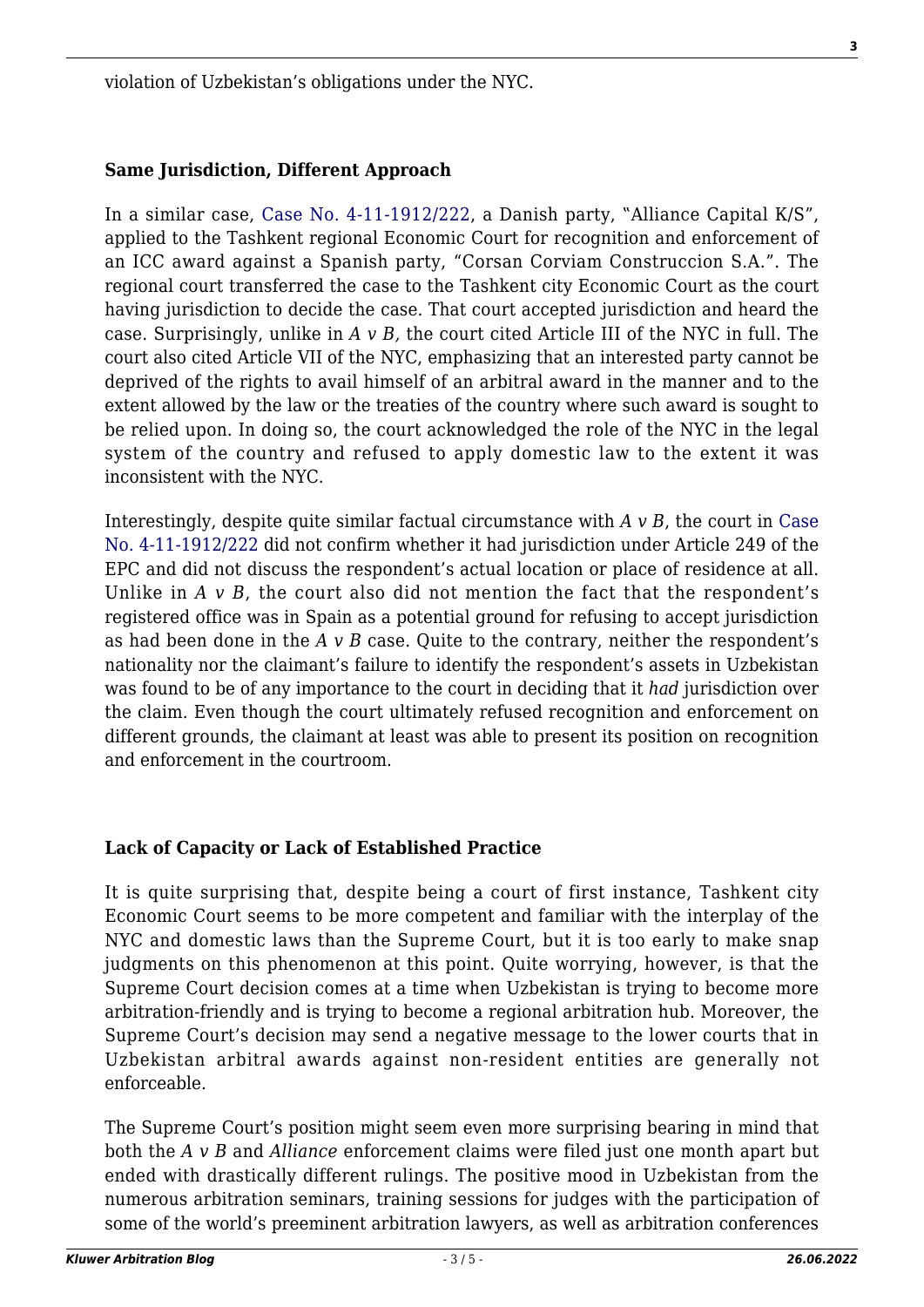violation of Uzbekistan's obligations under the NYC.

## Same Jurisdiction, Different Approach

In a similar case, Case No. 4-11-1912/222, a Danish party, "Alliance Capital K/S", applied to the Tashkent regional Economic Court for recognition and enforcement of an ICC award against a Spanish party, "Corsan Corviam Construccion S.A.". The regional court transferred the case to the Tashkent city Economic Court as the court having jurisdiction to decide the case. That court accepted jurisdiction and heard the case. Surprisingly, unlike in *A v B,* the court cited Article III of the NYC in full. The court also cited Article VII of the NYC, emphasizing that an interested party cannot be deprived of the rights to avail himself of an arbitral award in the manner and to the extent allowed by the law or the treaties of the country where such award is sought to be relied upon. In doing so, the court acknowledged the role of the NYC in the legal system of the country and refused to apply domestic law to the extent it was inconsistent with the NYC.

Interestingly, despite quite similar factual circumstance with *A v B*, the court in Case No. 4-11-1912/222 did not confirm whether it had jurisdiction under Article 249 of the EPC and did not discuss the respondent's actual location or place of residence at all. Unlike in *A v B*, the court also did not mention the fact that the respondent's registered office was in Spain as a potential ground for refusing to accept jurisdiction as had been done in the *A v B* case. Quite to the contrary, neither the respondent's nationality nor the claimant's failure to identify the respondent's assets in Uzbekistan was found to be of any importance to the court in deciding that it *had* jurisdiction over the claim. Even though the court ultimately refused recognition and enforcement on different grounds, the claimant at least was able to present its position on recognition and enforcement in the courtroom.

## Lack of Capacity or Lack of Established Practice

It is quite surprising that, despite being a court of first instance, Tashkent city Economic Court seems to be more competent and familiar with the interplay of the NYC and domestic laws than the Supreme Court, but it is too early to make snap judgments on this phenomenon at this point. Quite worrying, however, is that the Supreme Court decision comes at a time when Uzbekistan is trying to become more arbitration-friendly and is trying to become a regional arbitration hub. Moreover, the Supreme Court's decision may send a negative message to the lower courts that in Uzbekistan arbitral awards against non-resident entities are generally not enforceable.

The Supreme Court's position might seem even more surprising bearing in mind that both the *A v B* and *Alliance* enforcement claims were filed just one month apart but ended with drastically different rulings. The positive mood in Uzbekistan from the numerous arbitration seminars, training sessions for judges with the participation of some of the world's preeminent arbitration lawyers, as well as arbitration conferences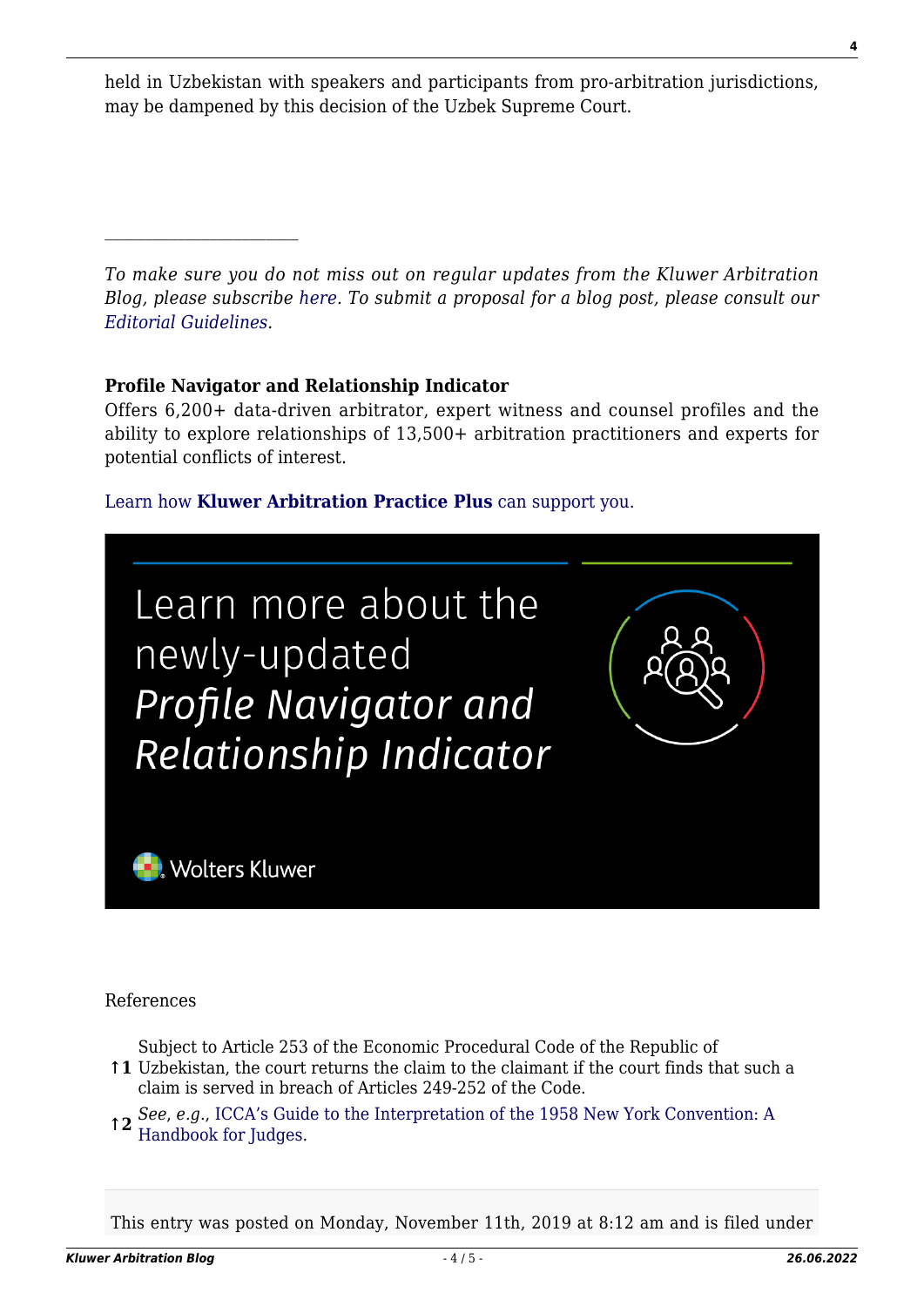held in Uzbekistan with speakers and participants from pro-arbitration jurisdictions, may be dampened by this decision of the Uzbek Supreme Court.

---

*To make sure you do not miss out on regular updates from the Kluwer Arbitration Blog, please subscribe here. To submit a proposal for a blog post, please consult our Editorial Guidelines.*

**Profile Navigator and Relationship Indicator**
Offers 6,200+ data-driven arbitrator, expert witness and counsel profiles and the ability to explore relationships of 13,500+ arbitration practitioners and experts for potential conflicts of interest.

Learn how **Kluwer Arbitration Practice Plus** can support you.

Learn more about the newly-updated *Profile Navigator and Relationship Indicator*

Wolters Kluwer

References

↑1 Subject to Article 253 of the Economic Procedural Code of the Republic of Uzbekistan, the court returns the claim to the claimant if the court finds that such a claim is served in breach of Articles 249-252 of the Code.

↑2 *See*, *e.g.*, ICCA's Guide to the Interpretation of the 1958 New York Convention: A Handbook for Judges.

This entry was posted on Monday, November 11th, 2019 at 8:12 am and is filed under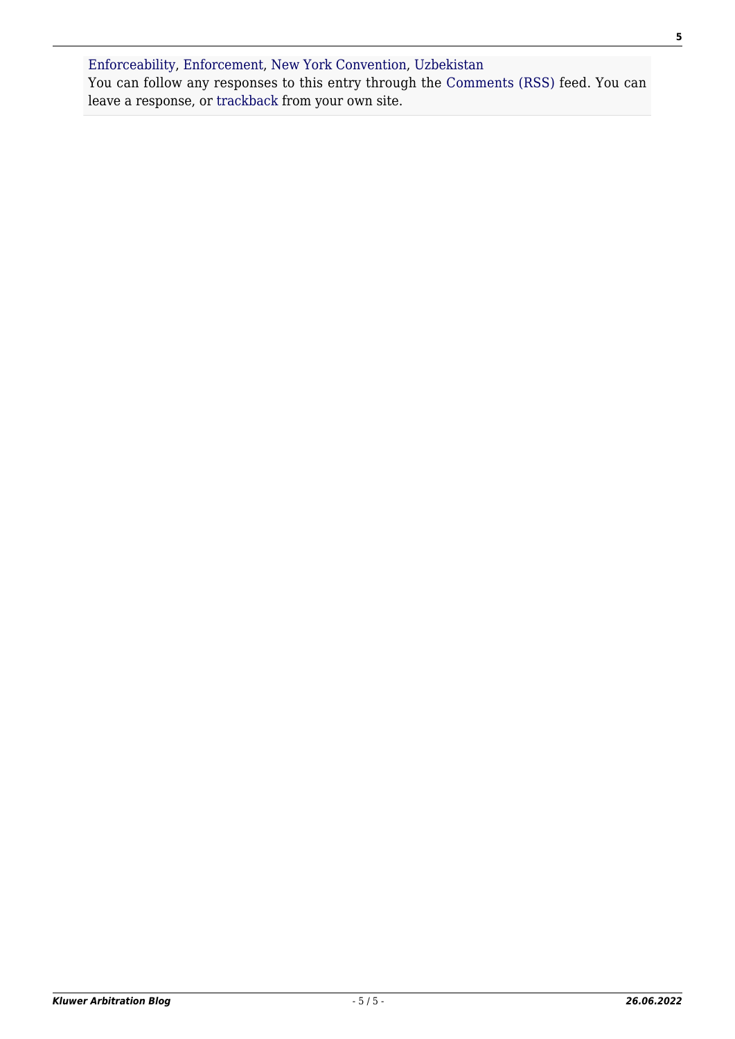Enforceability, Enforcement, New York Convention, Uzbekistan
You can follow any responses to this entry through the Comments (RSS) feed. You can leave a response, or trackback from your own site.